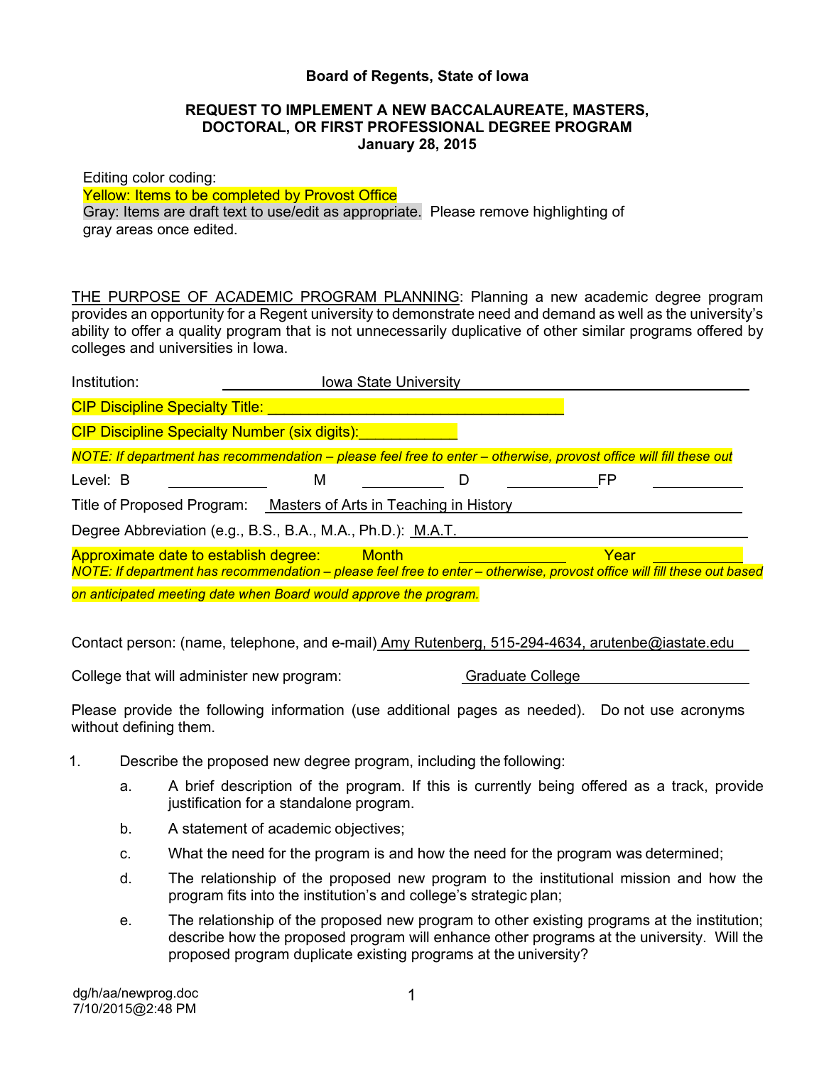**Board of Regents, State of Iowa**

**REQUEST TO IMPLEMENT A NEW BACCALAUREATE, MASTERS, DOCTORAL, OR FIRST PROFESSIONAL DEGREE PROGRAM**
**January 28, 2015**

Editing color coding:
Yellow: Items to be completed by Provost Office
Gray: Items are draft text to use/edit as appropriate. Please remove highlighting of gray areas once edited.

THE PURPOSE OF ACADEMIC PROGRAM PLANNING: Planning a new academic degree program provides an opportunity for a Regent university to demonstrate need and demand as well as the university's ability to offer a quality program that is not unnecessarily duplicative of other similar programs offered by colleges and universities in Iowa.

Institution: Iowa State University

CIP Discipline Specialty Title: ____________________

CIP Discipline Specialty Number (six digits): ____________

*NOTE: If department has recommendation – please feel free to enter – otherwise, provost office will fill these out*

Level: B ________ M ________ D ________ FP ________

Title of Proposed Program: Masters of Arts in Teaching in History

Degree Abbreviation (e.g., B.S., B.A., M.A., Ph.D.): M.A.T.

Approximate date to establish degree: Month ____________ Year ____________

*NOTE: If department has recommendation – please feel free to enter – otherwise, provost office will fill these out based on anticipated meeting date when Board would approve the program.*

Contact person: (name, telephone, and e-mail) Amy Rutenberg, 515-294-4634, arutenbe@iastate.edu

College that will administer new program: Graduate College

Please provide the following information (use additional pages as needed). Do not use acronyms without defining them.

1. Describe the proposed new degree program, including the following:
   a. A brief description of the program. If this is currently being offered as a track, provide justification for a standalone program.
   b. A statement of academic objectives;
   c. What the need for the program is and how the need for the program was determined;
   d. The relationship of the proposed new program to the institutional mission and how the program fits into the institution's and college's strategic plan;
   e. The relationship of the proposed new program to other existing programs at the institution; describe how the proposed program will enhance other programs at the university. Will the proposed program duplicate existing programs at the university?

dg/h/aa/newprog.doc
7/10/2015@2:48 PM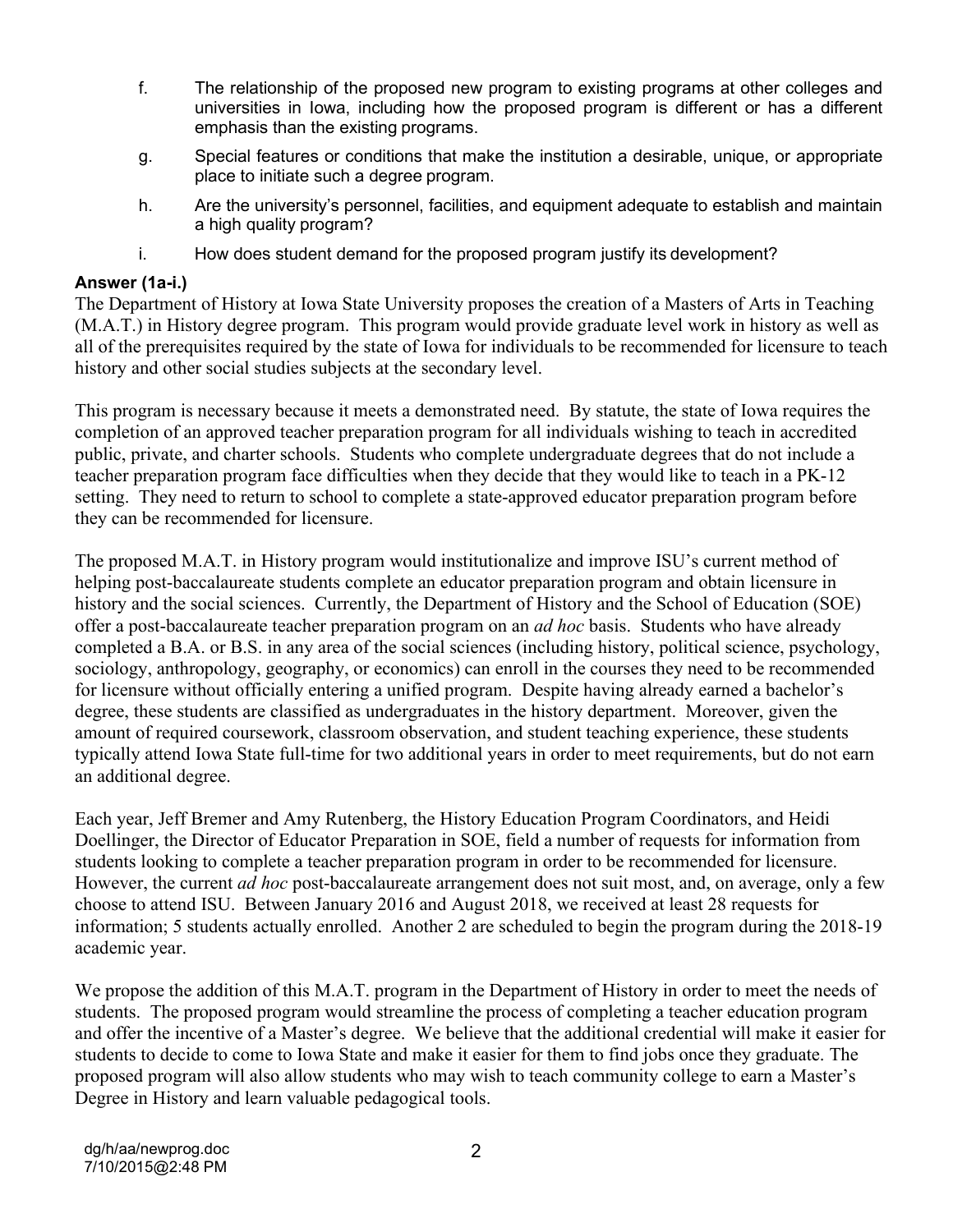f. The relationship of the proposed new program to existing programs at other colleges and universities in Iowa, including how the proposed program is different or has a different emphasis than the existing programs.

g. Special features or conditions that make the institution a desirable, unique, or appropriate place to initiate such a degree program.

h. Are the university's personnel, facilities, and equipment adequate to establish and maintain a high quality program?

i. How does student demand for the proposed program justify its development?

**Answer (1a-i.)**

The Department of History at Iowa State University proposes the creation of a Masters of Arts in Teaching (M.A.T.) in History degree program. This program would provide graduate level work in history as well as all of the prerequisites required by the state of Iowa for individuals to be recommended for licensure to teach history and other social studies subjects at the secondary level.

This program is necessary because it meets a demonstrated need. By statute, the state of Iowa requires the completion of an approved teacher preparation program for all individuals wishing to teach in accredited public, private, and charter schools. Students who complete undergraduate degrees that do not include a teacher preparation program face difficulties when they decide that they would like to teach in a PK-12 setting. They need to return to school to complete a state-approved educator preparation program before they can be recommended for licensure.

The proposed M.A.T. in History program would institutionalize and improve ISU's current method of helping post-baccalaureate students complete an educator preparation program and obtain licensure in history and the social sciences. Currently, the Department of History and the School of Education (SOE) offer a post-baccalaureate teacher preparation program on an *ad hoc* basis. Students who have already completed a B.A. or B.S. in any area of the social sciences (including history, political science, psychology, sociology, anthropology, geography, or economics) can enroll in the courses they need to be recommended for licensure without officially entering a unified program. Despite having already earned a bachelor's degree, these students are classified as undergraduates in the history department. Moreover, given the amount of required coursework, classroom observation, and student teaching experience, these students typically attend Iowa State full-time for two additional years in order to meet requirements, but do not earn an additional degree.

Each year, Jeff Bremer and Amy Rutenberg, the History Education Program Coordinators, and Heidi Doellinger, the Director of Educator Preparation in SOE, field a number of requests for information from students looking to complete a teacher preparation program in order to be recommended for licensure. However, the current *ad hoc* post-baccalaureate arrangement does not suit most, and, on average, only a few choose to attend ISU. Between January 2016 and August 2018, we received at least 28 requests for information; 5 students actually enrolled. Another 2 are scheduled to begin the program during the 2018-19 academic year.

We propose the addition of this M.A.T. program in the Department of History in order to meet the needs of students. The proposed program would streamline the process of completing a teacher education program and offer the incentive of a Master's degree. We believe that the additional credential will make it easier for students to decide to come to Iowa State and make it easier for them to find jobs once they graduate. The proposed program will also allow students who may wish to teach community college to earn a Master's Degree in History and learn valuable pedagogical tools.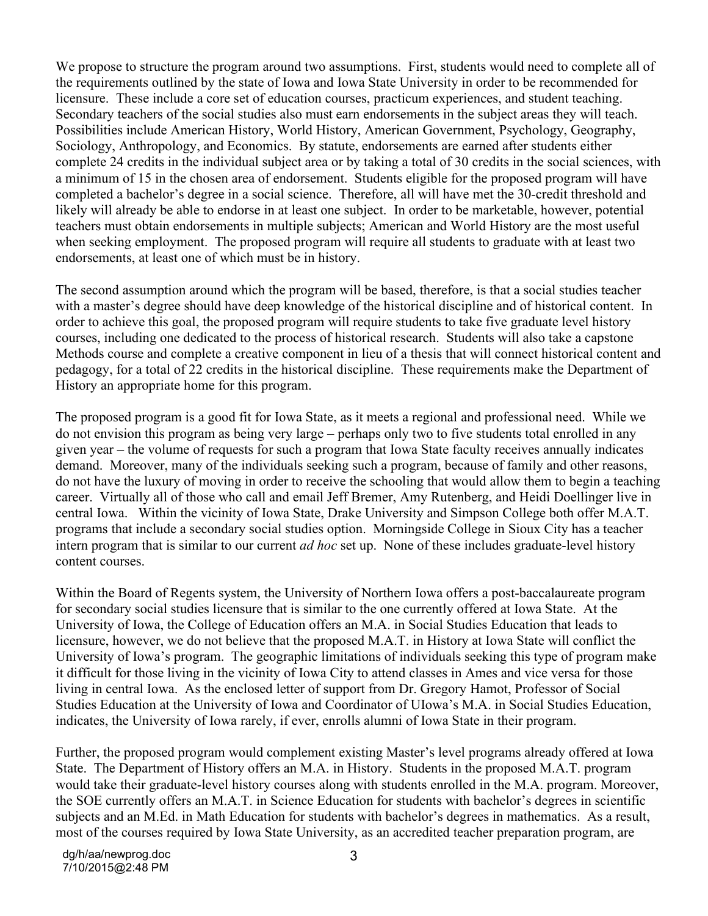We propose to structure the program around two assumptions. First, students would need to complete all of the requirements outlined by the state of Iowa and Iowa State University in order to be recommended for licensure. These include a core set of education courses, practicum experiences, and student teaching. Secondary teachers of the social studies also must earn endorsements in the subject areas they will teach. Possibilities include American History, World History, American Government, Psychology, Geography, Sociology, Anthropology, and Economics. By statute, endorsements are earned after students either complete 24 credits in the individual subject area or by taking a total of 30 credits in the social sciences, with a minimum of 15 in the chosen area of endorsement. Students eligible for the proposed program will have completed a bachelor's degree in a social science. Therefore, all will have met the 30-credit threshold and likely will already be able to endorse in at least one subject. In order to be marketable, however, potential teachers must obtain endorsements in multiple subjects; American and World History are the most useful when seeking employment. The proposed program will require all students to graduate with at least two endorsements, at least one of which must be in history.

The second assumption around which the program will be based, therefore, is that a social studies teacher with a master's degree should have deep knowledge of the historical discipline and of historical content. In order to achieve this goal, the proposed program will require students to take five graduate level history courses, including one dedicated to the process of historical research. Students will also take a capstone Methods course and complete a creative component in lieu of a thesis that will connect historical content and pedagogy, for a total of 22 credits in the historical discipline. These requirements make the Department of History an appropriate home for this program.

The proposed program is a good fit for Iowa State, as it meets a regional and professional need. While we do not envision this program as being very large – perhaps only two to five students total enrolled in any given year – the volume of requests for such a program that Iowa State faculty receives annually indicates demand. Moreover, many of the individuals seeking such a program, because of family and other reasons, do not have the luxury of moving in order to receive the schooling that would allow them to begin a teaching career. Virtually all of those who call and email Jeff Bremer, Amy Rutenberg, and Heidi Doellinger live in central Iowa. Within the vicinity of Iowa State, Drake University and Simpson College both offer M.A.T. programs that include a secondary social studies option. Morningside College in Sioux City has a teacher intern program that is similar to our current *ad hoc* set up. None of these includes graduate-level history content courses.

Within the Board of Regents system, the University of Northern Iowa offers a post-baccalaureate program for secondary social studies licensure that is similar to the one currently offered at Iowa State. At the University of Iowa, the College of Education offers an M.A. in Social Studies Education that leads to licensure, however, we do not believe that the proposed M.A.T. in History at Iowa State will conflict the University of Iowa's program. The geographic limitations of individuals seeking this type of program make it difficult for those living in the vicinity of Iowa City to attend classes in Ames and vice versa for those living in central Iowa. As the enclosed letter of support from Dr. Gregory Hamot, Professor of Social Studies Education at the University of Iowa and Coordinator of UIowa's M.A. in Social Studies Education, indicates, the University of Iowa rarely, if ever, enrolls alumni of Iowa State in their program.

Further, the proposed program would complement existing Master's level programs already offered at Iowa State. The Department of History offers an M.A. in History. Students in the proposed M.A.T. program would take their graduate-level history courses along with students enrolled in the M.A. program. Moreover, the SOE currently offers an M.A.T. in Science Education for students with bachelor's degrees in scientific subjects and an M.Ed. in Math Education for students with bachelor's degrees in mathematics. As a result, most of the courses required by Iowa State University, as an accredited teacher preparation program, are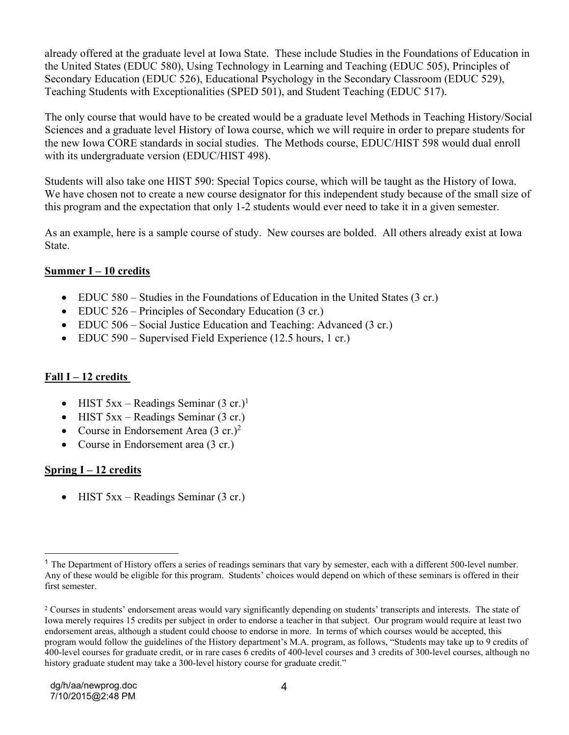already offered at the graduate level at Iowa State. These include Studies in the Foundations of Education in the United States (EDUC 580), Using Technology in Learning and Teaching (EDUC 505), Principles of Secondary Education (EDUC 526), Educational Psychology in the Secondary Classroom (EDUC 529), Teaching Students with Exceptionalities (SPED 501), and Student Teaching (EDUC 517).

The only course that would have to be created would be a graduate level Methods in Teaching History/Social Sciences and a graduate level History of Iowa course, which we will require in order to prepare students for the new Iowa CORE standards in social studies. The Methods course, EDUC/HIST 598 would dual enroll with its undergraduate version (EDUC/HIST 498).

Students will also take one HIST 590: Special Topics course, which will be taught as the History of Iowa. We have chosen not to create a new course designator for this independent study because of the small size of this program and the expectation that only 1-2 students would ever need to take it in a given semester.

As an example, here is a sample course of study. New courses are bolded. All others already exist at Iowa State.

**Summer I – 10 credits**

- EDUC 580 – Studies in the Foundations of Education in the United States (3 cr.)
- EDUC 526 – Principles of Secondary Education (3 cr.)
- EDUC 506 – Social Justice Education and Teaching: Advanced (3 cr.)
- EDUC 590 – Supervised Field Experience (12.5 hours, 1 cr.)

**Fall I – 12 credits**

- HIST 5xx – Readings Seminar (3 cr.)[1]
- HIST 5xx – Readings Seminar (3 cr.)
- Course in Endorsement Area (3 cr.)[2]
- Course in Endorsement area (3 cr.)

**Spring I – 12 credits**

- HIST 5xx – Readings Seminar (3 cr.)

---

[1] The Department of History offers a series of readings seminars that vary by semester, each with a different 500-level number. Any of these would be eligible for this program. Students' choices would depend on which of these seminars is offered in their first semester.

[2] Courses in students' endorsement areas would vary significantly depending on students' transcripts and interests. The state of Iowa merely requires 15 credits per subject in order to endorse a teacher in that subject. Our program would require at least two endorsement areas, although a student could choose to endorse in more. In terms of which courses would be accepted, this program would follow the guidelines of the History department's M.A. program, as follows, "Students may take up to 9 credits of 400-level courses for graduate credit, or in rare cases 6 credits of 400-level courses and 3 credits of 300-level courses, although no history graduate student may take a 300-level history course for graduate credit."

dg/h/aa/newprog.doc
7/10/2015@2:48 PM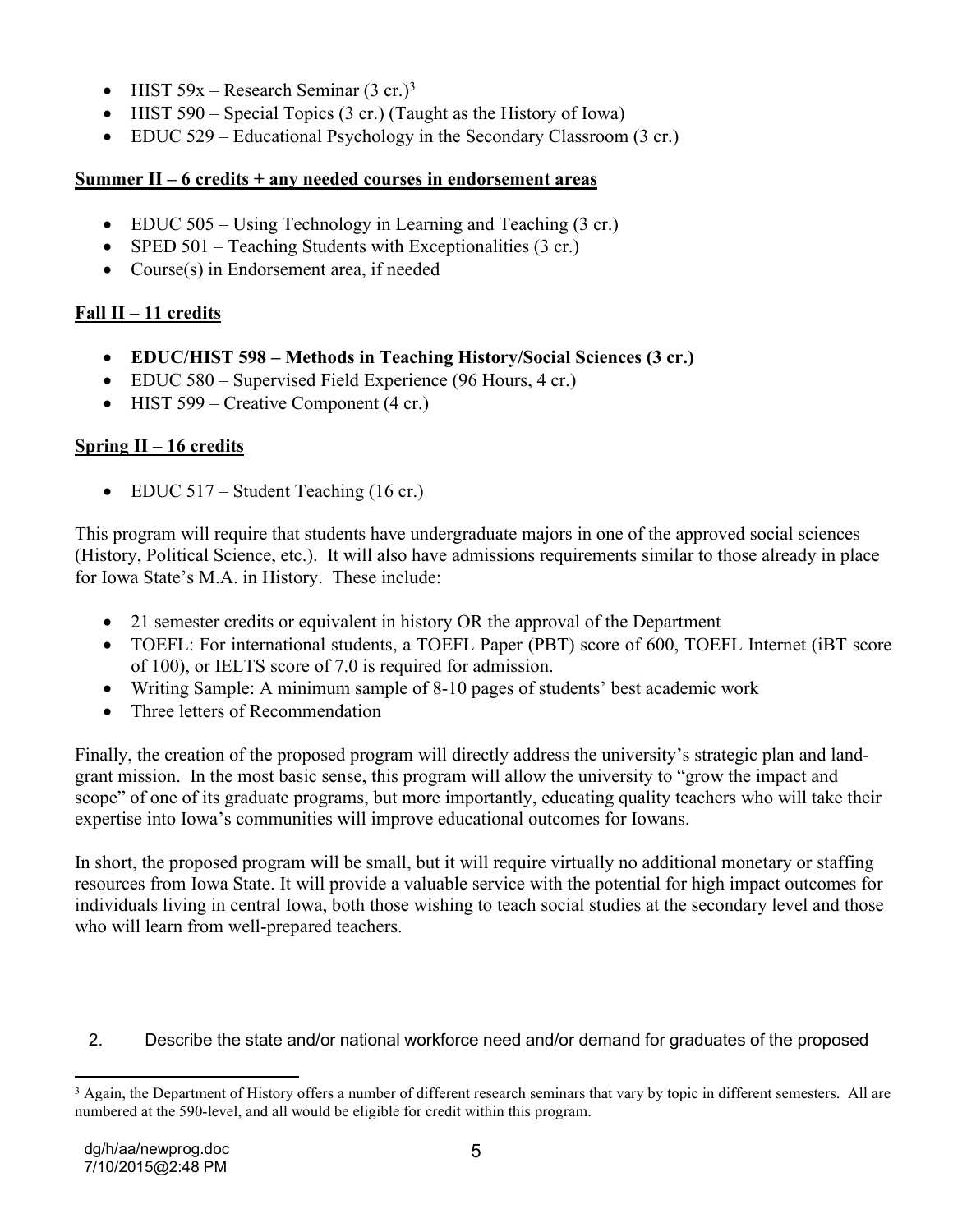- HIST 59x – Research Seminar (3 cr.)[3]
- HIST 590 – Special Topics (3 cr.) (Taught as the History of Iowa)
- EDUC 529 – Educational Psychology in the Secondary Classroom (3 cr.)

**Summer II – 6 credits + any needed courses in endorsement areas**

- EDUC 505 – Using Technology in Learning and Teaching (3 cr.)
- SPED 501 – Teaching Students with Exceptionalities (3 cr.)
- Course(s) in Endorsement area, if needed

**Fall II – 11 credits**

- **EDUC/HIST 598 – Methods in Teaching History/Social Sciences (3 cr.)**
- EDUC 580 – Supervised Field Experience (96 Hours, 4 cr.)
- HIST 599 – Creative Component (4 cr.)

**Spring II – 16 credits**

- EDUC 517 – Student Teaching (16 cr.)

This program will require that students have undergraduate majors in one of the approved social sciences (History, Political Science, etc.). It will also have admissions requirements similar to those already in place for Iowa State's M.A. in History. These include:

- 21 semester credits or equivalent in history OR the approval of the Department
- TOEFL: For international students, a TOEFL Paper (PBT) score of 600, TOEFL Internet (iBT score of 100), or IELTS score of 7.0 is required for admission.
- Writing Sample: A minimum sample of 8-10 pages of students' best academic work
- Three letters of Recommendation

Finally, the creation of the proposed program will directly address the university's strategic plan and land-grant mission. In the most basic sense, this program will allow the university to "grow the impact and scope" of one of its graduate programs, but more importantly, educating quality teachers who will take their expertise into Iowa's communities will improve educational outcomes for Iowans.

In short, the proposed program will be small, but it will require virtually no additional monetary or staffing resources from Iowa State. It will provide a valuable service with the potential for high impact outcomes for individuals living in central Iowa, both those wishing to teach social studies at the secondary level and those who will learn from well-prepared teachers.

2. Describe the state and/or national workforce need and/or demand for graduates of the proposed

[3] Again, the Department of History offers a number of different research seminars that vary by topic in different semesters. All are numbered at the 590-level, and all would be eligible for credit within this program.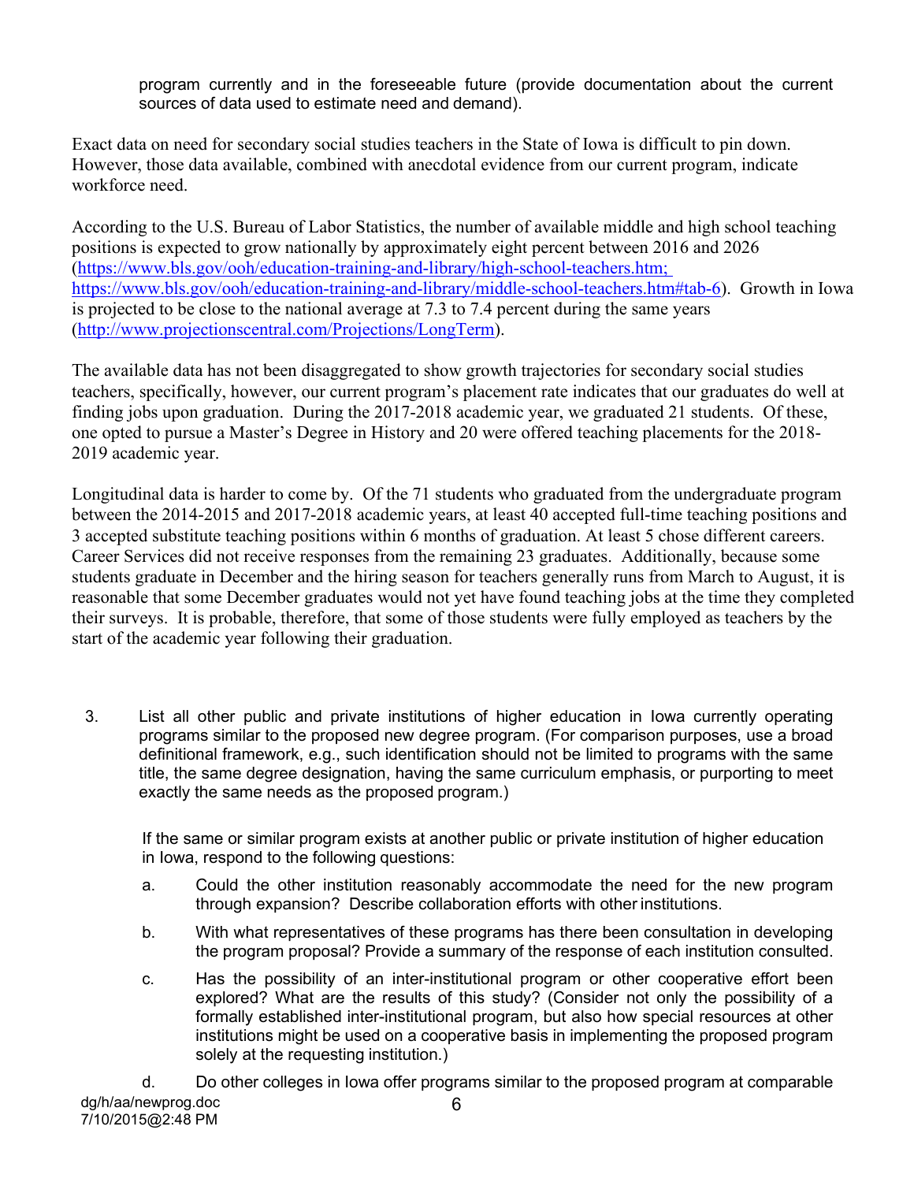program currently and in the foreseeable future (provide documentation about the current sources of data used to estimate need and demand).

Exact data on need for secondary social studies teachers in the State of Iowa is difficult to pin down. However, those data available, combined with anecdotal evidence from our current program, indicate workforce need.

According to the U.S. Bureau of Labor Statistics, the number of available middle and high school teaching positions is expected to grow nationally by approximately eight percent between 2016 and 2026 (https://www.bls.gov/ooh/education-training-and-library/high-school-teachers.htm; https://www.bls.gov/ooh/education-training-and-library/middle-school-teachers.htm#tab-6). Growth in Iowa is projected to be close to the national average at 7.3 to 7.4 percent during the same years (http://www.projectionscentral.com/Projections/LongTerm).

The available data has not been disaggregated to show growth trajectories for secondary social studies teachers, specifically, however, our current program's placement rate indicates that our graduates do well at finding jobs upon graduation. During the 2017-2018 academic year, we graduated 21 students. Of these, one opted to pursue a Master's Degree in History and 20 were offered teaching placements for the 2018-2019 academic year.

Longitudinal data is harder to come by. Of the 71 students who graduated from the undergraduate program between the 2014-2015 and 2017-2018 academic years, at least 40 accepted full-time teaching positions and 3 accepted substitute teaching positions within 6 months of graduation. At least 5 chose different careers. Career Services did not receive responses from the remaining 23 graduates. Additionally, because some students graduate in December and the hiring season for teachers generally runs from March to August, it is reasonable that some December graduates would not yet have found teaching jobs at the time they completed their surveys. It is probable, therefore, that some of those students were fully employed as teachers by the start of the academic year following their graduation.

3. List all other public and private institutions of higher education in Iowa currently operating programs similar to the proposed new degree program. (For comparison purposes, use a broad definitional framework, e.g., such identification should not be limited to programs with the same title, the same degree designation, having the same curriculum emphasis, or purporting to meet exactly the same needs as the proposed program.)

   If the same or similar program exists at another public or private institution of higher education in Iowa, respond to the following questions:

   a. Could the other institution reasonably accommodate the need for the new program through expansion? Describe collaboration efforts with other institutions.

   b. With what representatives of these programs has there been consultation in developing the program proposal? Provide a summary of the response of each institution consulted.

   c. Has the possibility of an inter-institutional program or other cooperative effort been explored? What are the results of this study? (Consider not only the possibility of a formally established inter-institutional program, but also how special resources at other institutions might be used on a cooperative basis in implementing the proposed program solely at the requesting institution.)

   d. Do other colleges in Iowa offer programs similar to the proposed program at comparable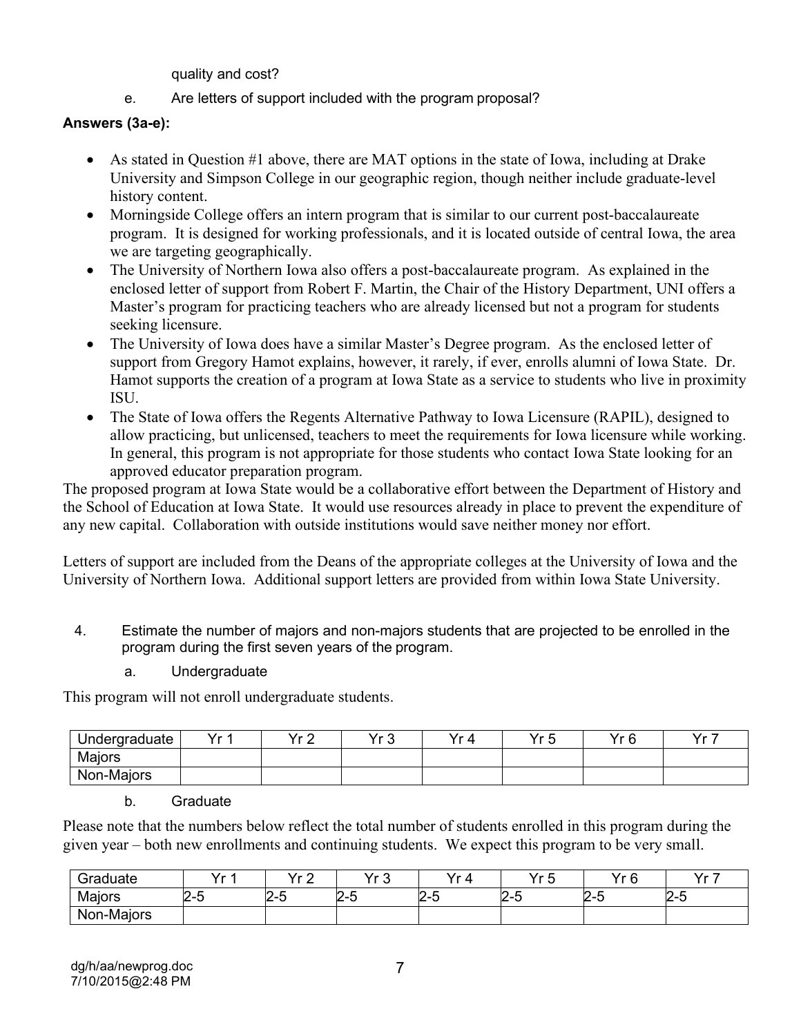quality and cost?

e. Are letters of support included with the program proposal?

**Answers (3a-e):**

- As stated in Question #1 above, there are MAT options in the state of Iowa, including at Drake University and Simpson College in our geographic region, though neither include graduate-level history content.
- Morningside College offers an intern program that is similar to our current post-baccalaureate program. It is designed for working professionals, and it is located outside of central Iowa, the area we are targeting geographically.
- The University of Northern Iowa also offers a post-baccalaureate program. As explained in the enclosed letter of support from Robert F. Martin, the Chair of the History Department, UNI offers a Master's program for practicing teachers who are already licensed but not a program for students seeking licensure.
- The University of Iowa does have a similar Master's Degree program. As the enclosed letter of support from Gregory Hamot explains, however, it rarely, if ever, enrolls alumni of Iowa State. Dr. Hamot supports the creation of a program at Iowa State as a service to students who live in proximity ISU.
- The State of Iowa offers the Regents Alternative Pathway to Iowa Licensure (RAPIL), designed to allow practicing, but unlicensed, teachers to meet the requirements for Iowa licensure while working. In general, this program is not appropriate for those students who contact Iowa State looking for an approved educator preparation program.

The proposed program at Iowa State would be a collaborative effort between the Department of History and the School of Education at Iowa State. It would use resources already in place to prevent the expenditure of any new capital. Collaboration with outside institutions would save neither money nor effort.

Letters of support are included from the Deans of the appropriate colleges at the University of Iowa and the University of Northern Iowa. Additional support letters are provided from within Iowa State University.

4. Estimate the number of majors and non-majors students that are projected to be enrolled in the program during the first seven years of the program.

   a. Undergraduate

This program will not enroll undergraduate students.

| Undergraduate | Yr 1 | Yr 2 | Yr 3 | Yr 4 | Yr 5 | Yr 6 | Yr 7 |
|---|---|---|---|---|---|---|---|
| Majors | | | | | | | |
| Non-Majors | | | | | | | |

   b. Graduate

Please note that the numbers below reflect the total number of students enrolled in this program during the given year – both new enrollments and continuing students. We expect this program to be very small.

| Graduate | Yr 1 | Yr 2 | Yr 3 | Yr 4 | Yr 5 | Yr 6 | Yr 7 |
|---|---|---|---|---|---|---|---|
| Majors | 2-5 | 2-5 | 2-5 | 2-5 | 2-5 | 2-5 | 2-5 |
| Non-Majors | | | | | | | |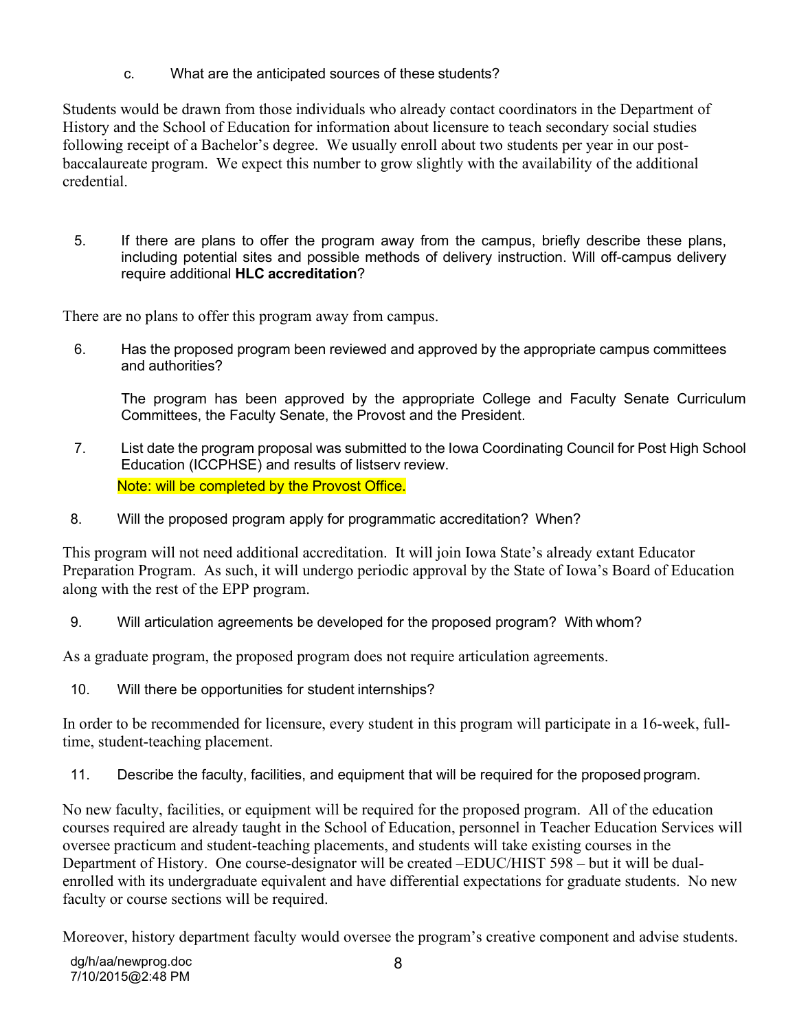c. What are the anticipated sources of these students?

Students would be drawn from those individuals who already contact coordinators in the Department of History and the School of Education for information about licensure to teach secondary social studies following receipt of a Bachelor's degree. We usually enroll about two students per year in our post-baccalaureate program. We expect this number to grow slightly with the availability of the additional credential.

5. If there are plans to offer the program away from the campus, briefly describe these plans, including potential sites and possible methods of delivery instruction. Will off-campus delivery require additional **HLC accreditation**?

There are no plans to offer this program away from campus.

6. Has the proposed program been reviewed and approved by the appropriate campus committees and authorities?

   The program has been approved by the appropriate College and Faculty Senate Curriculum Committees, the Faculty Senate, the Provost and the President.

7. List date the program proposal was submitted to the Iowa Coordinating Council for Post High School Education (ICCPHSE) and results of listserv review.

   Note: will be completed by the Provost Office.

8. Will the proposed program apply for programmatic accreditation? When?

This program will not need additional accreditation. It will join Iowa State's already extant Educator Preparation Program. As such, it will undergo periodic approval by the State of Iowa's Board of Education along with the rest of the EPP program.

9. Will articulation agreements be developed for the proposed program? With whom?

As a graduate program, the proposed program does not require articulation agreements.

10. Will there be opportunities for student internships?

In order to be recommended for licensure, every student in this program will participate in a 16-week, full-time, student-teaching placement.

11. Describe the faculty, facilities, and equipment that will be required for the proposed program.

No new faculty, facilities, or equipment will be required for the proposed program. All of the education courses required are already taught in the School of Education, personnel in Teacher Education Services will oversee practicum and student-teaching placements, and students will take existing courses in the Department of History. One course-designator will be created –EDUC/HIST 598 – but it will be dual-enrolled with its undergraduate equivalent and have differential expectations for graduate students. No new faculty or course sections will be required.

Moreover, history department faculty would oversee the program's creative component and advise students.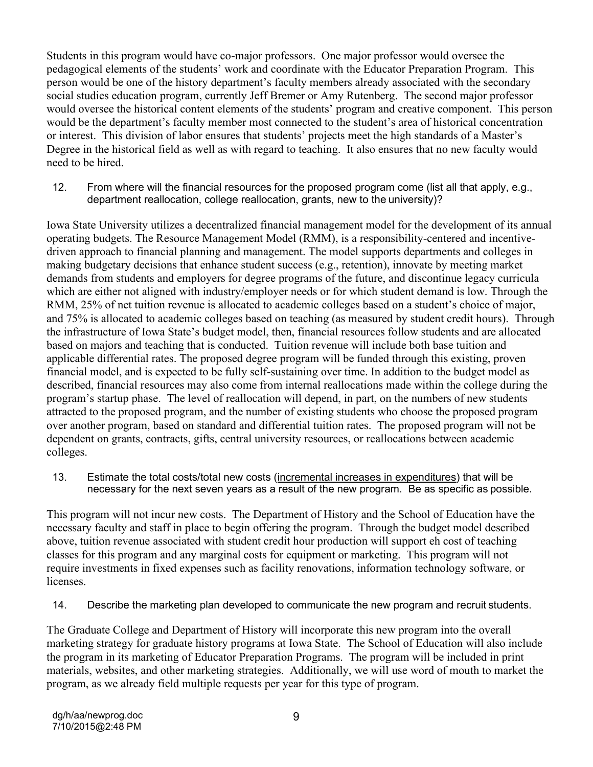Students in this program would have co-major professors. One major professor would oversee the pedagogical elements of the students' work and coordinate with the Educator Preparation Program. This person would be one of the history department's faculty members already associated with the secondary social studies education program, currently Jeff Bremer or Amy Rutenberg. The second major professor would oversee the historical content elements of the students' program and creative component. This person would be the department's faculty member most connected to the student's area of historical concentration or interest. This division of labor ensures that students' projects meet the high standards of a Master's Degree in the historical field as well as with regard to teaching. It also ensures that no new faculty would need to be hired.

12. From where will the financial resources for the proposed program come (list all that apply, e.g., department reallocation, college reallocation, grants, new to the university)?

Iowa State University utilizes a decentralized financial management model for the development of its annual operating budgets. The Resource Management Model (RMM), is a responsibility-centered and incentive-driven approach to financial planning and management. The model supports departments and colleges in making budgetary decisions that enhance student success (e.g., retention), innovate by meeting market demands from students and employers for degree programs of the future, and discontinue legacy curricula which are either not aligned with industry/employer needs or for which student demand is low. Through the RMM, 25% of net tuition revenue is allocated to academic colleges based on a student's choice of major, and 75% is allocated to academic colleges based on teaching (as measured by student credit hours). Through the infrastructure of Iowa State's budget model, then, financial resources follow students and are allocated based on majors and teaching that is conducted. Tuition revenue will include both base tuition and applicable differential rates. The proposed degree program will be funded through this existing, proven financial model, and is expected to be fully self-sustaining over time. In addition to the budget model as described, financial resources may also come from internal reallocations made within the college during the program's startup phase. The level of reallocation will depend, in part, on the numbers of new students attracted to the proposed program, and the number of existing students who choose the proposed program over another program, based on standard and differential tuition rates. The proposed program will not be dependent on grants, contracts, gifts, central university resources, or reallocations between academic colleges.

13. Estimate the total costs/total new costs (<u>incremental increases in expenditures</u>) that will be necessary for the next seven years as a result of the new program. Be as specific as possible.

This program will not incur new costs. The Department of History and the School of Education have the necessary faculty and staff in place to begin offering the program. Through the budget model described above, tuition revenue associated with student credit hour production will support eh cost of teaching classes for this program and any marginal costs for equipment or marketing. This program will not require investments in fixed expenses such as facility renovations, information technology software, or licenses.

14. Describe the marketing plan developed to communicate the new program and recruit students.

The Graduate College and Department of History will incorporate this new program into the overall marketing strategy for graduate history programs at Iowa State. The School of Education will also include the program in its marketing of Educator Preparation Programs. The program will be included in print materials, websites, and other marketing strategies. Additionally, we will use word of mouth to market the program, as we already field multiple requests per year for this type of program.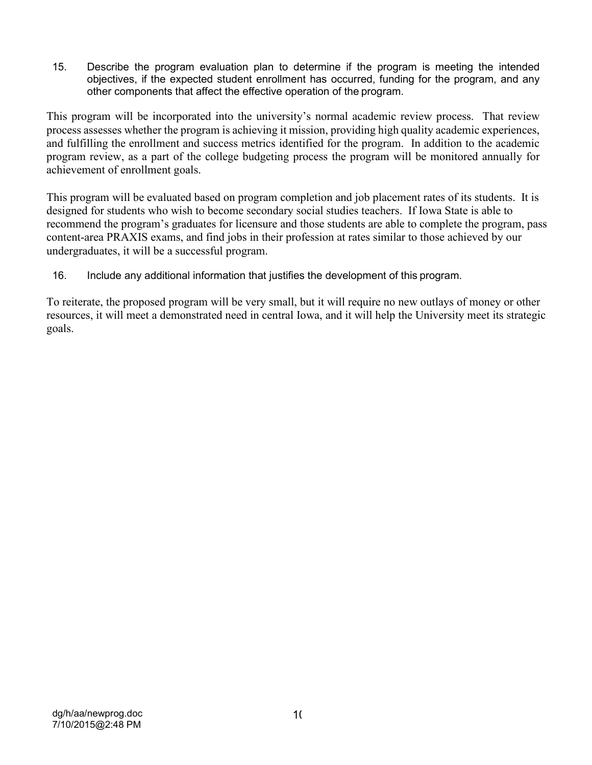15. Describe the program evaluation plan to determine if the program is meeting the intended objectives, if the expected student enrollment has occurred, funding for the program, and any other components that affect the effective operation of the program.

This program will be incorporated into the university's normal academic review process. That review process assesses whether the program is achieving it mission, providing high quality academic experiences, and fulfilling the enrollment and success metrics identified for the program. In addition to the academic program review, as a part of the college budgeting process the program will be monitored annually for achievement of enrollment goals.

This program will be evaluated based on program completion and job placement rates of its students. It is designed for students who wish to become secondary social studies teachers. If Iowa State is able to recommend the program's graduates for licensure and those students are able to complete the program, pass content-area PRAXIS exams, and find jobs in their profession at rates similar to those achieved by our undergraduates, it will be a successful program.

16. Include any additional information that justifies the development of this program.

To reiterate, the proposed program will be very small, but it will require no new outlays of money or other resources, it will meet a demonstrated need in central Iowa, and it will help the University meet its strategic goals.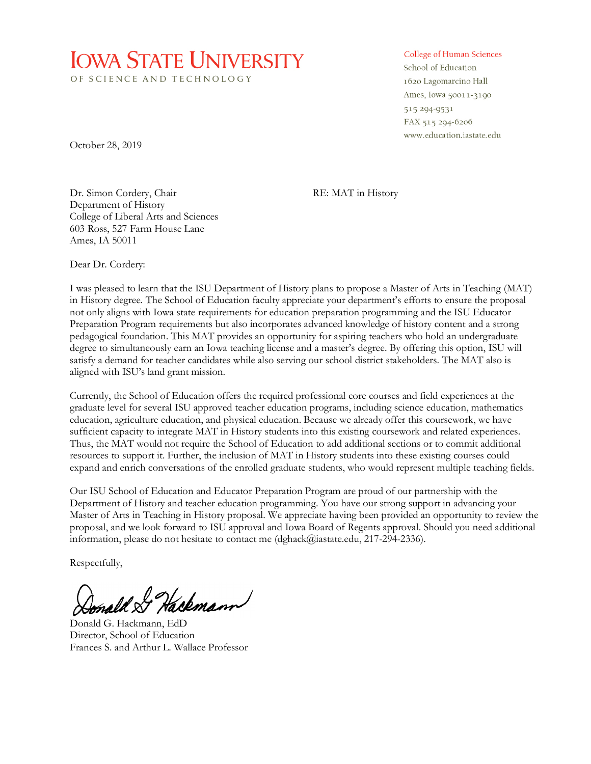# IOWA STATE UNIVERSITY

OF SCIENCE AND TECHNOLOGY

College of Human Sciences
School of Education
1620 Lagomarcino Hall
Ames, Iowa 50011-3190
515 294-9531
FAX 515 294-6206
www.education.iastate.edu

October 28, 2019

Dr. Simon Cordery, Chair
Department of History
College of Liberal Arts and Sciences
603 Ross, 527 Farm House Lane
Ames, IA 50011

RE: MAT in History

Dear Dr. Cordery:

I was pleased to learn that the ISU Department of History plans to propose a Master of Arts in Teaching (MAT) in History degree. The School of Education faculty appreciate your department's efforts to ensure the proposal not only aligns with Iowa state requirements for education preparation programming and the ISU Educator Preparation Program requirements but also incorporates advanced knowledge of history content and a strong pedagogical foundation. This MAT provides an opportunity for aspiring teachers who hold an undergraduate degree to simultaneously earn an Iowa teaching license and a master's degree. By offering this option, ISU will satisfy a demand for teacher candidates while also serving our school district stakeholders. The MAT also is aligned with ISU's land grant mission.

Currently, the School of Education offers the required professional core courses and field experiences at the graduate level for several ISU approved teacher education programs, including science education, mathematics education, agriculture education, and physical education. Because we already offer this coursework, we have sufficient capacity to integrate MAT in History students into this existing coursework and related experiences. Thus, the MAT would not require the School of Education to add additional sections or to commit additional resources to support it. Further, the inclusion of MAT in History students into these existing courses could expand and enrich conversations of the enrolled graduate students, who would represent multiple teaching fields.

Our ISU School of Education and Educator Preparation Program are proud of our partnership with the Department of History and teacher education programming. You have our strong support in advancing your Master of Arts in Teaching in History proposal. We appreciate having been provided an opportunity to review the proposal, and we look forward to ISU approval and Iowa Board of Regents approval. Should you need additional information, please do not hesitate to contact me (dghack@iastate.edu, 217-294-2336).

Respectfully,

Donald G. Hackmann

Donald G. Hackmann, EdD
Director, School of Education
Frances S. and Arthur L. Wallace Professor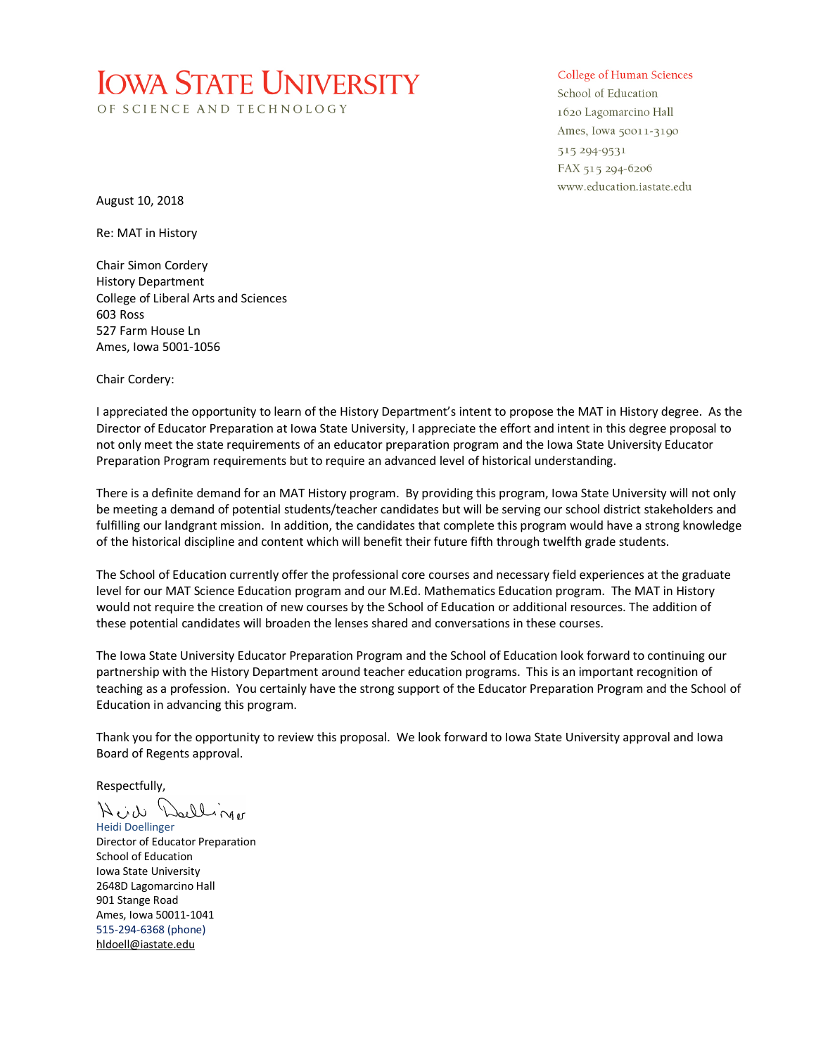# Iowa State University

OF SCIENCE AND TECHNOLOGY

College of Human Sciences
School of Education
1620 Lagomarcino Hall
Ames, Iowa 50011-3190
515 294-9531
FAX 515 294-6206
www.education.iastate.edu

August 10, 2018

Re: MAT in History

Chair Simon Cordery
History Department
College of Liberal Arts and Sciences
603 Ross
527 Farm House Ln
Ames, Iowa 5001-1056

Chair Cordery:

I appreciated the opportunity to learn of the History Department's intent to propose the MAT in History degree. As the Director of Educator Preparation at Iowa State University, I appreciate the effort and intent in this degree proposal to not only meet the state requirements of an educator preparation program and the Iowa State University Educator Preparation Program requirements but to require an advanced level of historical understanding.

There is a definite demand for an MAT History program. By providing this program, Iowa State University will not only be meeting a demand of potential students/teacher candidates but will be serving our school district stakeholders and fulfilling our landgrant mission. In addition, the candidates that complete this program would have a strong knowledge of the historical discipline and content which will benefit their future fifth through twelfth grade students.

The School of Education currently offer the professional core courses and necessary field experiences at the graduate level for our MAT Science Education program and our M.Ed. Mathematics Education program. The MAT in History would not require the creation of new courses by the School of Education or additional resources. The addition of these potential candidates will broaden the lenses shared and conversations in these courses.

The Iowa State University Educator Preparation Program and the School of Education look forward to continuing our partnership with the History Department around teacher education programs. This is an important recognition of teaching as a profession. You certainly have the strong support of the Educator Preparation Program and the School of Education in advancing this program.

Thank you for the opportunity to review this proposal. We look forward to Iowa State University approval and Iowa Board of Regents approval.

Respectfully,

Heidi Doellinger
Director of Educator Preparation
School of Education
Iowa State University
2648D Lagomarcino Hall
901 Stange Road
Ames, Iowa 50011-1041
515-294-6368 (phone)
hldoell@iastate.edu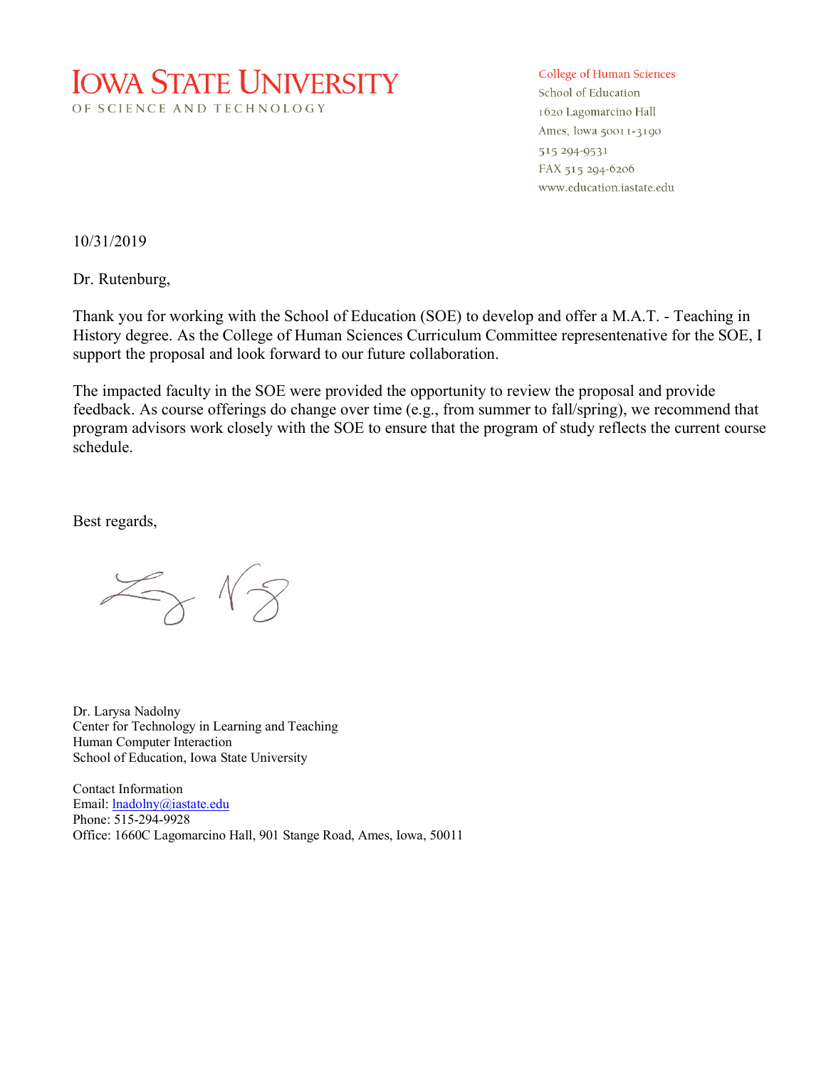**IOWA STATE UNIVERSITY**
OF SCIENCE AND TECHNOLOGY

College of Human Sciences
School of Education
1620 Lagomarcino Hall
Ames, Iowa 50011-3190
515 294-9531
FAX 515 294-6206
www.education.iastate.edu

10/31/2019

Dr. Rutenburg,

Thank you for working with the School of Education (SOE) to develop and offer a M.A.T. - Teaching in History degree. As the College of Human Sciences Curriculum Committee representenative for the SOE, I support the proposal and look forward to our future collaboration.

The impacted faculty in the SOE were provided the opportunity to review the proposal and provide feedback. As course offerings do change over time (e.g., from summer to fall/spring), we recommend that program advisors work closely with the SOE to ensure that the program of study reflects the current course schedule.

Best regards,

Dr. Larysa Nadolny
Center for Technology in Learning and Teaching
Human Computer Interaction
School of Education, Iowa State University

Contact Information
Email: lnadolny@iastate.edu
Phone: 515-294-9928
Office: 1660C Lagomarcino Hall, 901 Stange Road, Ames, Iowa, 50011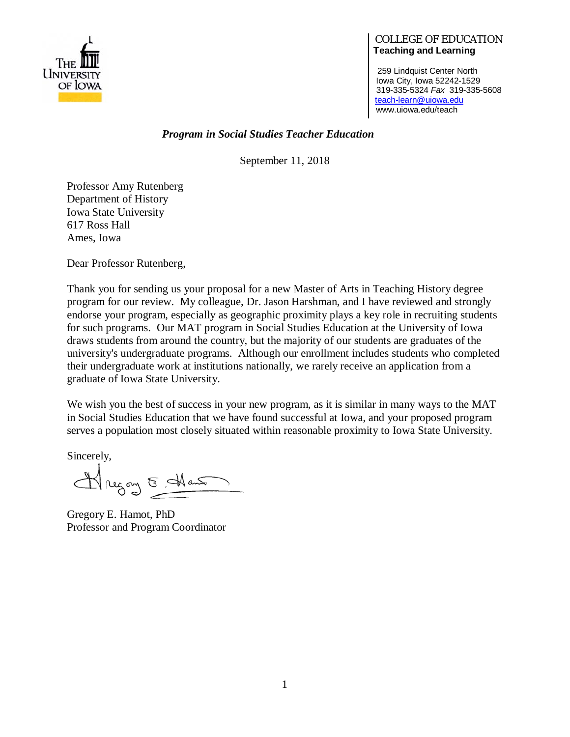THE UNIVERSITY OF IOWA

COLLEGE OF EDUCATION
**Teaching and Learning**

259 Lindquist Center North
Iowa City, Iowa 52242-1529
319-335-5324 *Fax* 319-335-5608
teach-learn@uiowa.edu
www.uiowa.edu/teach

***Program in Social Studies Teacher Education***

September 11, 2018

Professor Amy Rutenberg
Department of History
Iowa State University
617 Ross Hall
Ames, Iowa

Dear Professor Rutenberg,

Thank you for sending us your proposal for a new Master of Arts in Teaching History degree program for our review. My colleague, Dr. Jason Harshman, and I have reviewed and strongly endorse your program, especially as geographic proximity plays a key role in recruiting students for such programs. Our MAT program in Social Studies Education at the University of Iowa draws students from around the country, but the majority of our students are graduates of the university's undergraduate programs. Although our enrollment includes students who completed their undergraduate work at institutions nationally, we rarely receive an application from a graduate of Iowa State University.

We wish you the best of success in your new program, as it is similar in many ways to the MAT in Social Studies Education that we have found successful at Iowa, and your proposed program serves a population most closely situated within reasonable proximity to Iowa State University.

Sincerely,

Gregory E. Hamot

Gregory E. Hamot, PhD
Professor and Program Coordinator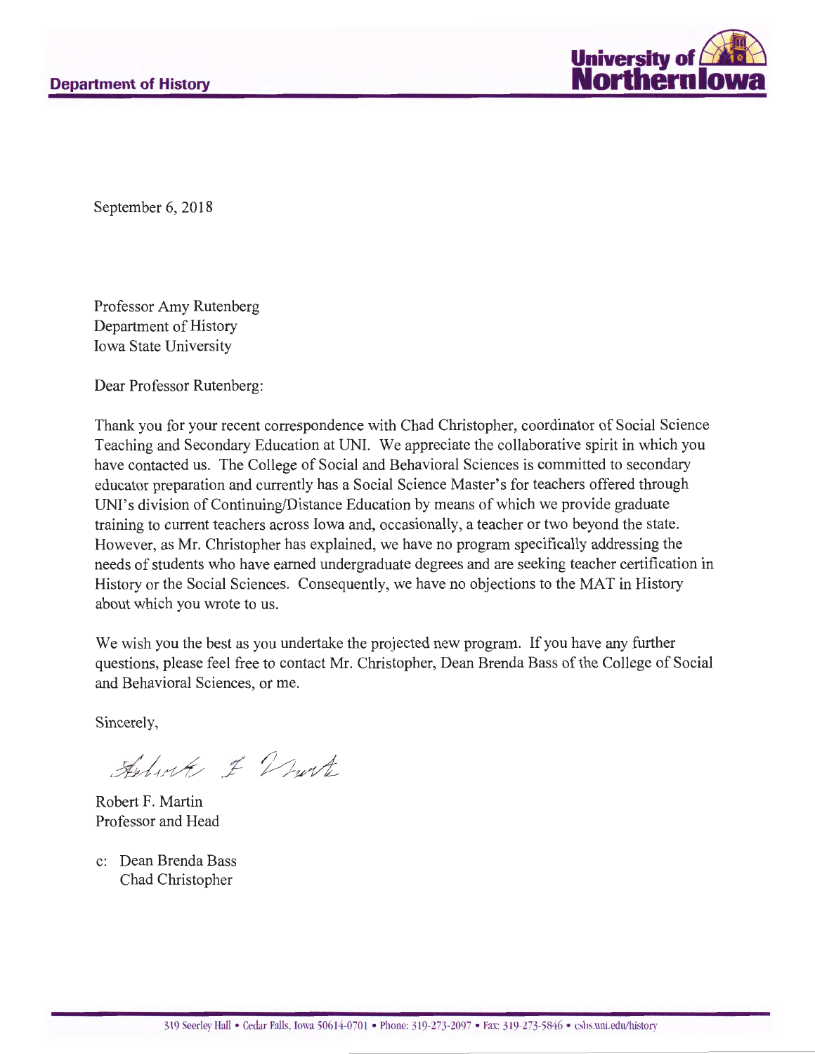**Department of History**

**University of Northern Iowa**

September 6, 2018

Professor Amy Rutenberg
Department of History
Iowa State University

Dear Professor Rutenberg:

Thank you for your recent correspondence with Chad Christopher, coordinator of Social Science Teaching and Secondary Education at UNI. We appreciate the collaborative spirit in which you have contacted us. The College of Social and Behavioral Sciences is committed to secondary educator preparation and currently has a Social Science Master's for teachers offered through UNI's division of Continuing/Distance Education by means of which we provide graduate training to current teachers across Iowa and, occasionally, a teacher or two beyond the state. However, as Mr. Christopher has explained, we have no program specifically addressing the needs of students who have earned undergraduate degrees and are seeking teacher certification in History or the Social Sciences. Consequently, we have no objections to the MAT in History about which you wrote to us.

We wish you the best as you undertake the projected new program. If you have any further questions, please feel free to contact Mr. Christopher, Dean Brenda Bass of the College of Social and Behavioral Sciences, or me.

Sincerely,

Robert F. Martin
Professor and Head

c: Dean Brenda Bass
   Chad Christopher

319 Seerley Hall • Cedar Falls, Iowa 50614-0701 • Phone: 319-273-2097 • Fax: 319-273-5846 • csbs.uni.edu/history